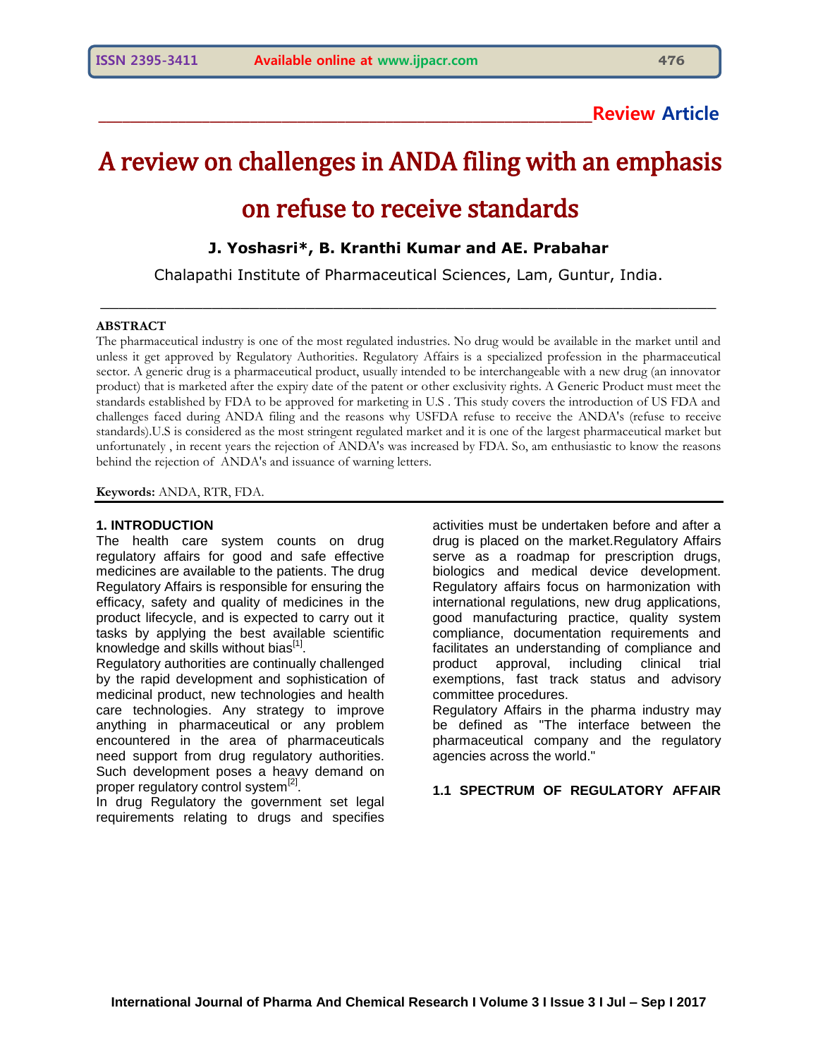**Review Article**

# A review on challenges in ANDA filing with an emphasis on refuse to receive standards

**J. Yoshasri*, B. Kranthi Kumar and AE. Prabahar**

Chalapathi Institute of Pharmaceutical Sciences, Lam, Guntur, India.

---

**ABSTRACT**

The pharmaceutical industry is one of the most regulated industries. No drug would be available in the market until and unless it get approved by Regulatory Authorities. Regulatory Affairs is a specialized profession in the pharmaceutical sector. A generic drug is a pharmaceutical product, usually intended to be interchangeable with a new drug (an innovator product) that is marketed after the expiry date of the patent or other exclusivity rights. A Generic Product must meet the standards established by FDA to be approved for marketing in U.S . This study covers the introduction of US FDA and challenges faced during ANDA filing and the reasons why USFDA refuse to receive the ANDA's (refuse to receive standards).U.S is considered as the most stringent regulated market and it is one of the largest pharmaceutical market but unfortunately , in recent years the rejection of ANDA's was increased by FDA. So, am enthusiastic to know the reasons behind the rejection of ANDA's and issuance of warning letters.

**Keywords:** ANDA, RTR, FDA.

---

## 1. INTRODUCTION

The health care system counts on drug regulatory affairs for good and safe effective medicines are available to the patients. The drug Regulatory Affairs is responsible for ensuring the efficacy, safety and quality of medicines in the product lifecycle, and is expected to carry out it tasks by applying the best available scientific knowledge and skills without bias[1].

Regulatory authorities are continually challenged by the rapid development and sophistication of medicinal product, new technologies and health care technologies. Any strategy to improve anything in pharmaceutical or any problem encountered in the area of pharmaceuticals need support from drug regulatory authorities. Such development poses a heavy demand on proper regulatory control system[2].

In drug Regulatory the government set legal requirements relating to drugs and specifies activities must be undertaken before and after a drug is placed on the market.Regulatory Affairs serve as a roadmap for prescription drugs, biologics and medical device development. Regulatory affairs focus on harmonization with international regulations, new drug applications, good manufacturing practice, quality system compliance, documentation requirements and facilitates an understanding of compliance and product approval, including clinical trial exemptions, fast track status and advisory committee procedures.

Regulatory Affairs in the pharma industry may be defined as "The interface between the pharmaceutical company and the regulatory agencies across the world."

### 1.1 SPECTRUM OF REGULATORY AFFAIR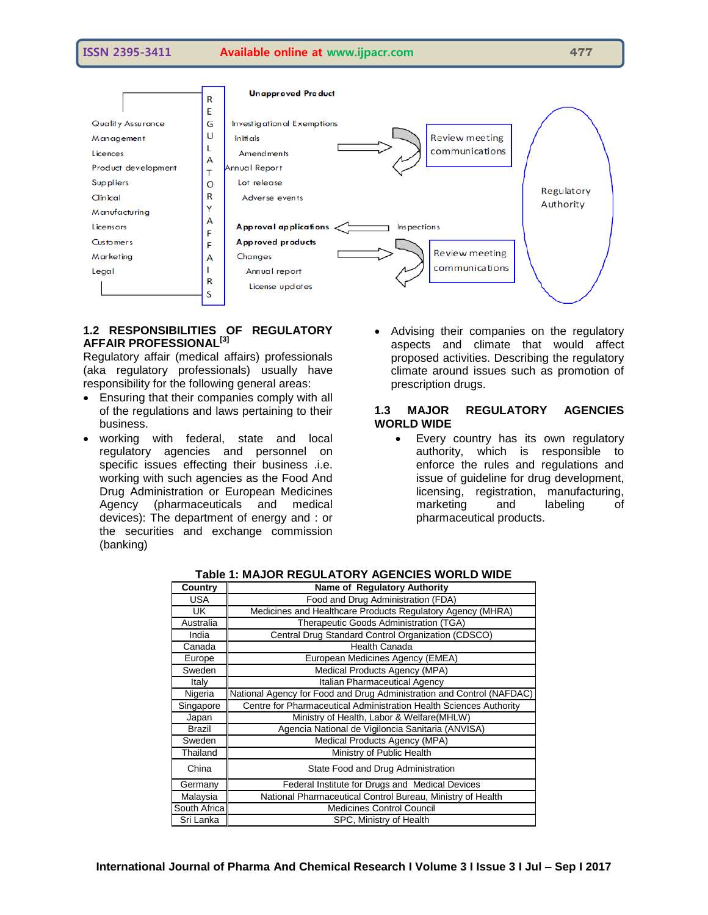Quality Assurance
Management
Licences
Product development
Suppliers
Clinical
Manufacturing
Licensors
Customers
Marketing
Legal

REGULATORY AFFAIRS

**Unapproved Product**

Investigational Exemptions
Initials
Amendments
Annual Report
Lot release
Adverse events

**Approval applications**
**Approved products**
Changes
Annual report
License updates

Inspections

Review meeting communications

Review meeting communications

Regulatory Authority

## 1.2 RESPONSIBILITIES OF REGULATORY AFFAIR PROFESSIONAL[3]

Regulatory affair (medical affairs) professionals (aka regulatory professionals) usually have responsibility for the following general areas:

- Ensuring that their companies comply with all of the regulations and laws pertaining to their business.
- working with federal, state and local regulatory agencies and personnel on specific issues effecting their business .i.e. working with such agencies as the Food And Drug Administration or European Medicines Agency (pharmaceuticals and medical devices): The department of energy and : or the securities and exchange commission (banking)
- Advising their companies on the regulatory aspects and climate that would affect proposed activities. Describing the regulatory climate around issues such as promotion of prescription drugs.

## 1.3 MAJOR REGULATORY AGENCIES WORLD WIDE

- Every country has its own regulatory authority, which is responsible to enforce the rules and regulations and issue of guideline for drug development, licensing, registration, manufacturing, marketing and labeling of pharmaceutical products.

**Table 1: MAJOR REGULATORY AGENCIES WORLD WIDE**

| Country | Name of Regulatory Authority |
|---|---|
| USA | Food and Drug Administration (FDA) |
| UK | Medicines and Healthcare Products Regulatory Agency (MHRA) |
| Australia | Therapeutic Goods Administration (TGA) |
| India | Central Drug Standard Control Organization (CDSCO) |
| Canada | Health Canada |
| Europe | European Medicines Agency (EMEA) |
| Sweden | Medical Products Agency (MPA) |
| Italy | Italian Pharmaceutical Agency |
| Nigeria | National Agency for Food and Drug Administration and Control (NAFDAC) |
| Singapore | Centre for Pharmaceutical Administration Health Sciences Authority |
| Japan | Ministry of Health, Labor & Welfare(MHLW) |
| Brazil | Agencia National de Vigiloncia Sanitaria (ANVISA) |
| Sweden | Medical Products Agency (MPA) |
| Thailand | Ministry of Public Health |
| China | State Food and Drug Administration |
| Germany | Federal Institute for Drugs and Medical Devices |
| Malaysia | National Pharmaceutical Control Bureau, Ministry of Health |
| South Africa | Medicines Control Council |
| Sri Lanka | SPC, Ministry of Health |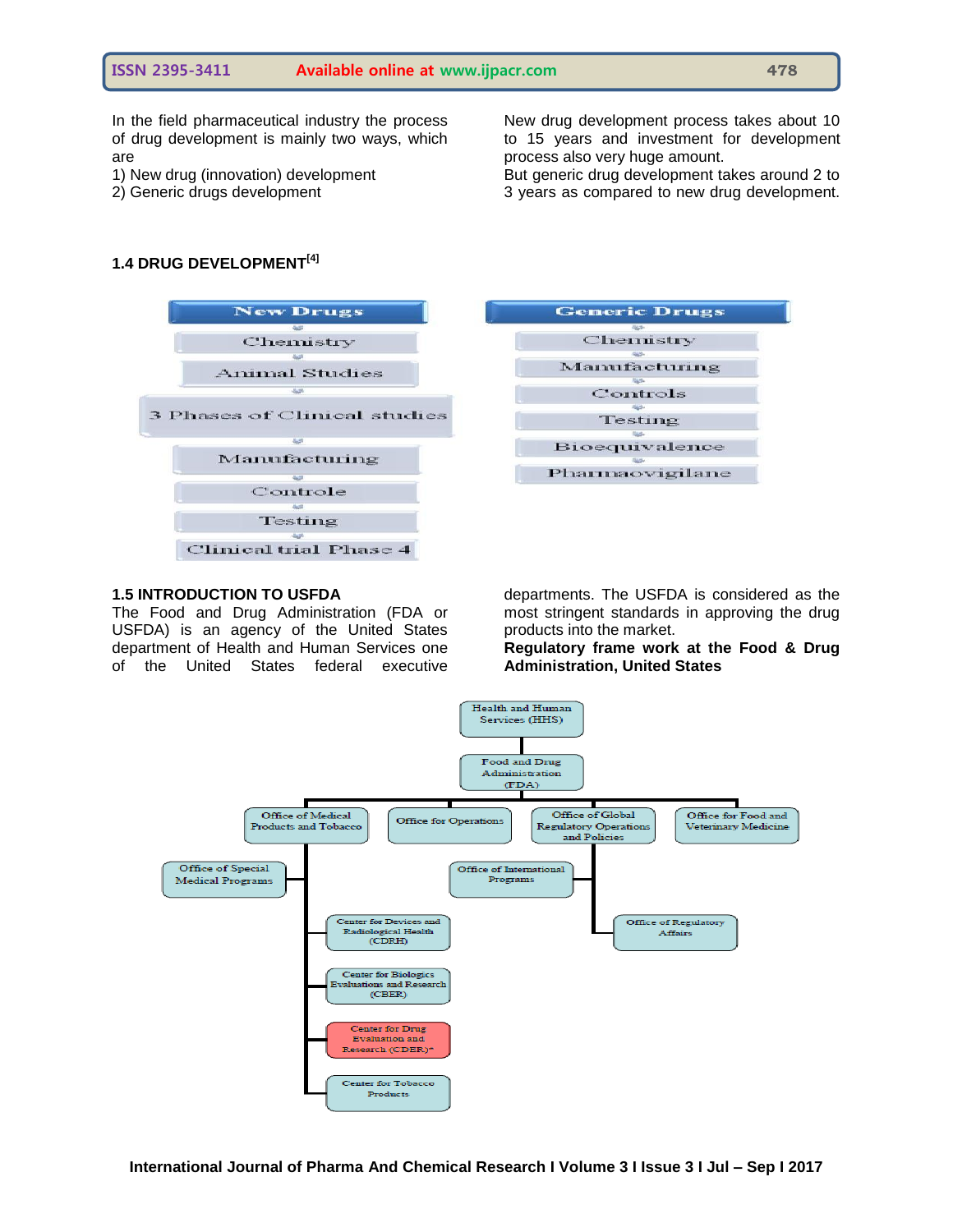In the field pharmaceutical industry the process of drug development is mainly two ways, which are

1) New drug (innovation) development
2) Generic drugs development

New drug development process takes about 10 to 15 years and investment for development process also very huge amount.
But generic drug development takes around 2 to 3 years as compared to new drug development.

### 1.4 DRUG DEVELOPMENT[4]

| New Drugs | Generic Drugs |
|---|---|
| Chemistry | Chemistry |
| Animal Studies | Manufacturing |
| 3 Phases of Clinical studies | Controls |
| Manufacturing | Testing |
| Controle | Bioequivalence |
| Testing | Pharmaovigilane |
| Clinical trial Phase 4 | |

### 1.5 INTRODUCTION TO USFDA

The Food and Drug Administration (FDA or USFDA) is an agency of the United States department of Health and Human Services one of the United States federal executive departments. The USFDA is considered as the most stringent standards in approving the drug products into the market.

**Regulatory frame work at the Food & Drug Administration, United States**

- Health and Human Services (HHS)
  - Food and Drug Administration (FDA)
    - Office of Medical Products and Tobacco
      - Office of Special Medical Programs
      - Center for Devices and Radiological Health (CDRH)
      - Center for Biologics Evaluations and Research (CBER)
      - Center for Drug Evaluation and Research (CDER)*
      - Center for Tobacco Products
    - Office for Operations
    - Office of Global Regulatory Operations and Policies
      - Office of International Programs
      - Office of Regulatory Affairs
    - Office for Food and Veterinary Medicine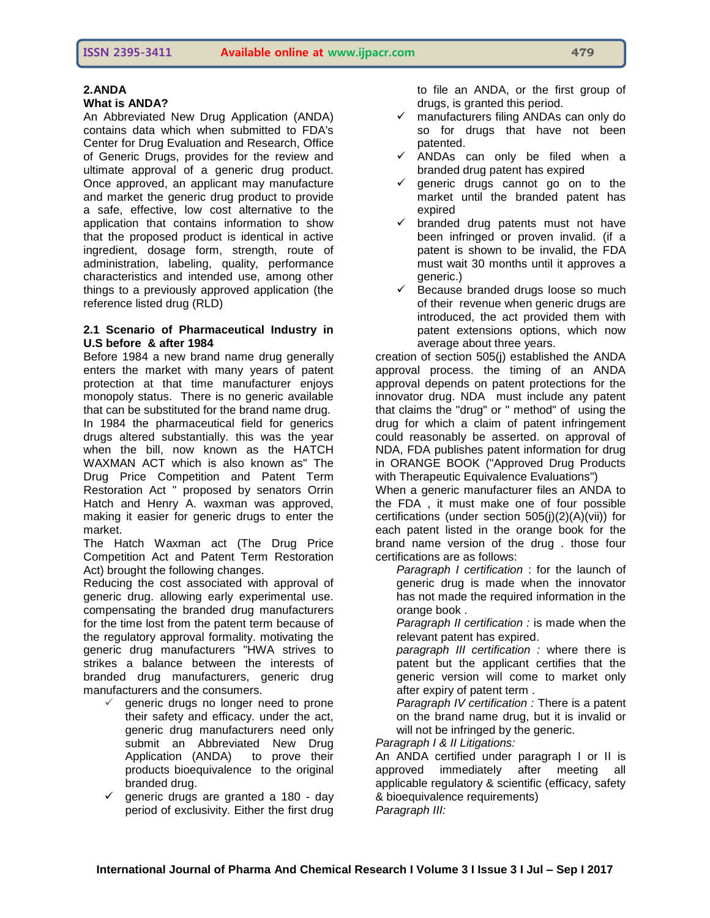## 2.ANDA

### What is ANDA?

An Abbreviated New Drug Application (ANDA) contains data which when submitted to FDA's Center for Drug Evaluation and Research, Office of Generic Drugs, provides for the review and ultimate approval of a generic drug product. Once approved, an applicant may manufacture and market the generic drug product to provide a safe, effective, low cost alternative to the application that contains information to show that the proposed product is identical in active ingredient, dosage form, strength, route of administration, labeling, quality, performance characteristics and intended use, among other things to a previously approved application (the reference listed drug (RLD)

### 2.1 Scenario of Pharmaceutical Industry in U.S before & after 1984

Before 1984 a new brand name drug generally enters the market with many years of patent protection at that time manufacturer enjoys monopoly status. There is no generic available that can be substituted for the brand name drug.

In 1984 the pharmaceutical field for generics drugs altered substantially. this was the year when the bill, now known as the HATCH WAXMAN ACT which is also known as" The Drug Price Competition and Patent Term Restoration Act " proposed by senators Orrin Hatch and Henry A. waxman was approved, making it easier for generic drugs to enter the market.

The Hatch Waxman act (The Drug Price Competition Act and Patent Term Restoration Act) brought the following changes.

Reducing the cost associated with approval of generic drug. allowing early experimental use. compensating the branded drug manufacturers for the time lost from the patent term because of the regulatory approval formality. motivating the generic drug manufacturers "HWA strives to strikes a balance between the interests of branded drug manufacturers, generic drug manufacturers and the consumers.

- ✓ generic drugs no longer need to prone their safety and efficacy. under the act, generic drug manufacturers need only submit an Abbreviated New Drug Application (ANDA) to prove their products bioequivalence to the original branded drug.
- ✓ generic drugs are granted a 180 - day period of exclusivity. Either the first drug to file an ANDA, or the first group of drugs, is granted this period.
- ✓ manufacturers filing ANDAs can only do so for drugs that have not been patented.
- ✓ ANDAs can only be filed when a branded drug patent has expired
- ✓ generic drugs cannot go on to the market until the branded patent has expired
- ✓ branded drug patents must not have been infringed or proven invalid. (if a patent is shown to be invalid, the FDA must wait 30 months until it approves a generic.)
- ✓ Because branded drugs loose so much of their revenue when generic drugs are introduced, the act provided them with patent extensions options, which now average about three years.

creation of section 505(j) established the ANDA approval process. the timing of an ANDA approval depends on patent protections for the innovator drug. NDA must include any patent that claims the "drug" or " method" of using the drug for which a claim of patent infringement could reasonably be asserted. on approval of NDA, FDA publishes patent information for drug in ORANGE BOOK ("Approved Drug Products with Therapeutic Equivalence Evaluations")

When a generic manufacturer files an ANDA to the FDA , it must make one of four possible certifications (under section 505(j)(2)(A)(vii)) for each patent listed in the orange book for the brand name version of the drug . those four certifications are as follows:

*Paragraph I certification* : for the launch of generic drug is made when the innovator has not made the required information in the orange book .

*Paragraph II certification :* is made when the relevant patent has expired.

*paragraph III certification :* where there is patent but the applicant certifies that the generic version will come to market only after expiry of patent term .

*Paragraph IV certification :* There is a patent on the brand name drug, but it is invalid or will not be infringed by the generic.

*Paragraph I & II Litigations:*

An ANDA certified under paragraph I or II is approved immediately after meeting all applicable regulatory & scientific (efficacy, safety & bioequivalence requirements)

*Paragraph III:*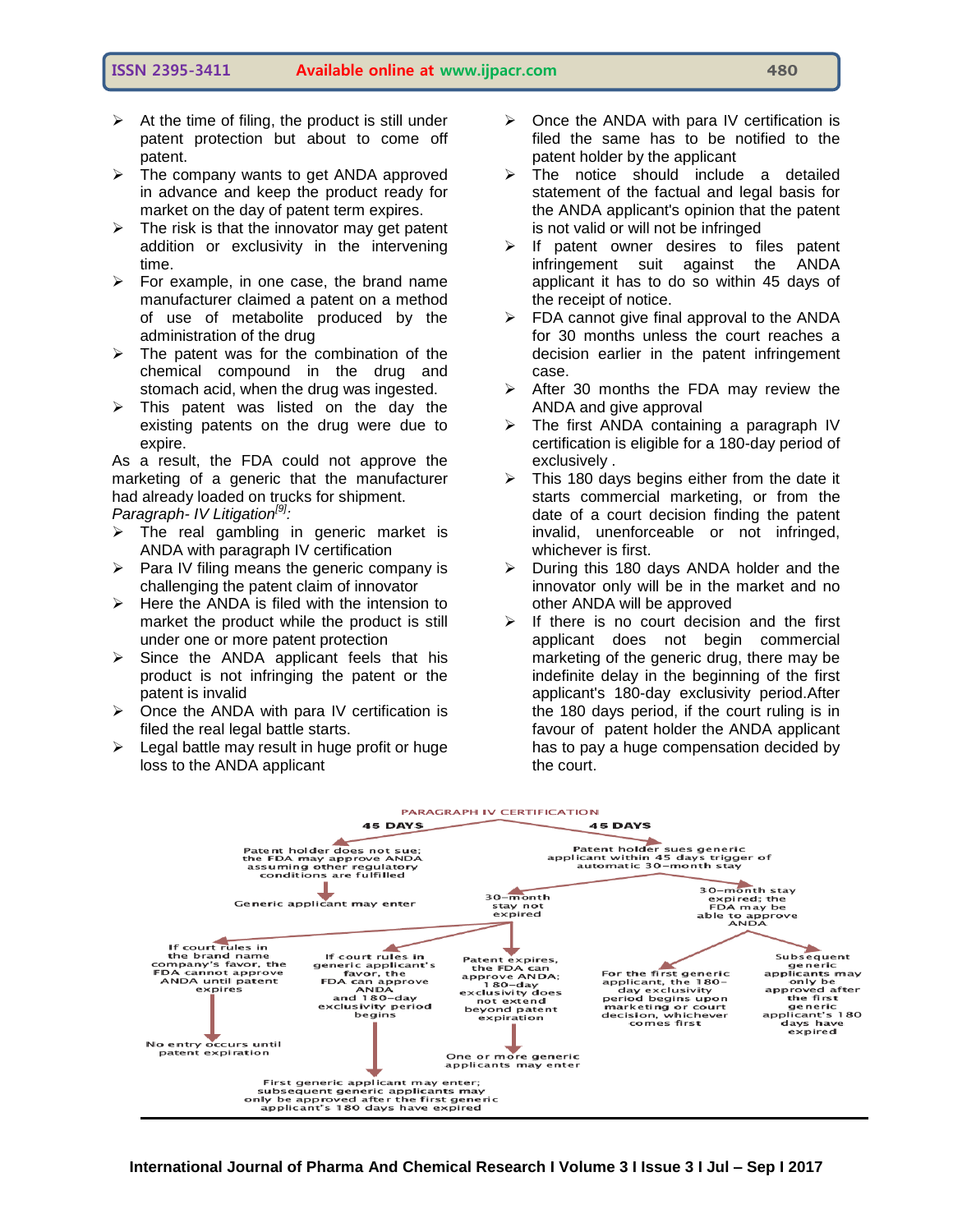- At the time of filing, the product is still under patent protection but about to come off patent.
- The company wants to get ANDA approved in advance and keep the product ready for market on the day of patent term expires.
- The risk is that the innovator may get patent addition or exclusivity in the intervening time.
- For example, in one case, the brand name manufacturer claimed a patent on a method of use of metabolite produced by the administration of the drug
- The patent was for the combination of the chemical compound in the drug and stomach acid, when the drug was ingested.
- This patent was listed on the day the existing patents on the drug were due to expire.

As a result, the FDA could not approve the marketing of a generic that the manufacturer had already loaded on trucks for shipment.

*Paragraph- IV Litigation*[9]*:*

- The real gambling in generic market is ANDA with paragraph IV certification
- Para IV filing means the generic company is challenging the patent claim of innovator
- Here the ANDA is filed with the intension to market the product while the product is still under one or more patent protection
- Since the ANDA applicant feels that his product is not infringing the patent or the patent is invalid
- Once the ANDA with para IV certification is filed the real legal battle starts.
- Legal battle may result in huge profit or huge loss to the ANDA applicant
- Once the ANDA with para IV certification is filed the same has to be notified to the patent holder by the applicant
- The notice should include a detailed statement of the factual and legal basis for the ANDA applicant's opinion that the patent is not valid or will not be infringed
- If patent owner desires to files patent infringement suit against the ANDA applicant it has to do so within 45 days of the receipt of notice.
- FDA cannot give final approval to the ANDA for 30 months unless the court reaches a decision earlier in the patent infringement case.
- After 30 months the FDA may review the ANDA and give approval
- The first ANDA containing a paragraph IV certification is eligible for a 180-day period of exclusively .
- This 180 days begins either from the date it starts commercial marketing, or from the date of a court decision finding the patent invalid, unenforceable or not infringed, whichever is first.
- During this 180 days ANDA holder and the innovator only will be in the market and no other ANDA will be approved
- If there is no court decision and the first applicant does not begin commercial marketing of the generic drug, there may be indefinite delay in the beginning of the first applicant's 180-day exclusivity period.After the 180 days period, if the court ruling is in favour of patent holder the ANDA applicant has to pay a huge compensation decided by the court.

PARAGRAPH IV CERTIFICATION

45 DAYS — Patent holder does not sue; the FDA may approve ANDA assuming other regulatory conditions are fulfilled → Generic applicant may enter

45 DAYS — Patent holder sues generic applicant within 45 days trigger of automatic 30-month stay

- 30-month stay not expired
  - If court rules in the brand name company's favor, the FDA cannot approve ANDA until patent expires → No entry occurs until patent expiration
  - If court rules in generic applicant's favor, the FDA can approve ANDA and 180-day exclusivity period begins → First generic applicant may enter; subsequent generic applicants may only be approved after the first generic applicant's 180 days have expired
  - Patent expires, the FDA can approve ANDA; 180-day exclusivity does not extend beyond patent expiration → One or more generic applicants may enter
- 30-month stay expired; the FDA may be able to approve ANDA
  - For the first generic applicant, the 180-day exclusivity period begins upon marketing or court decision, whichever comes first
  - Subsequent generic applicants may only be approved after the first generic applicant's 180 days have expired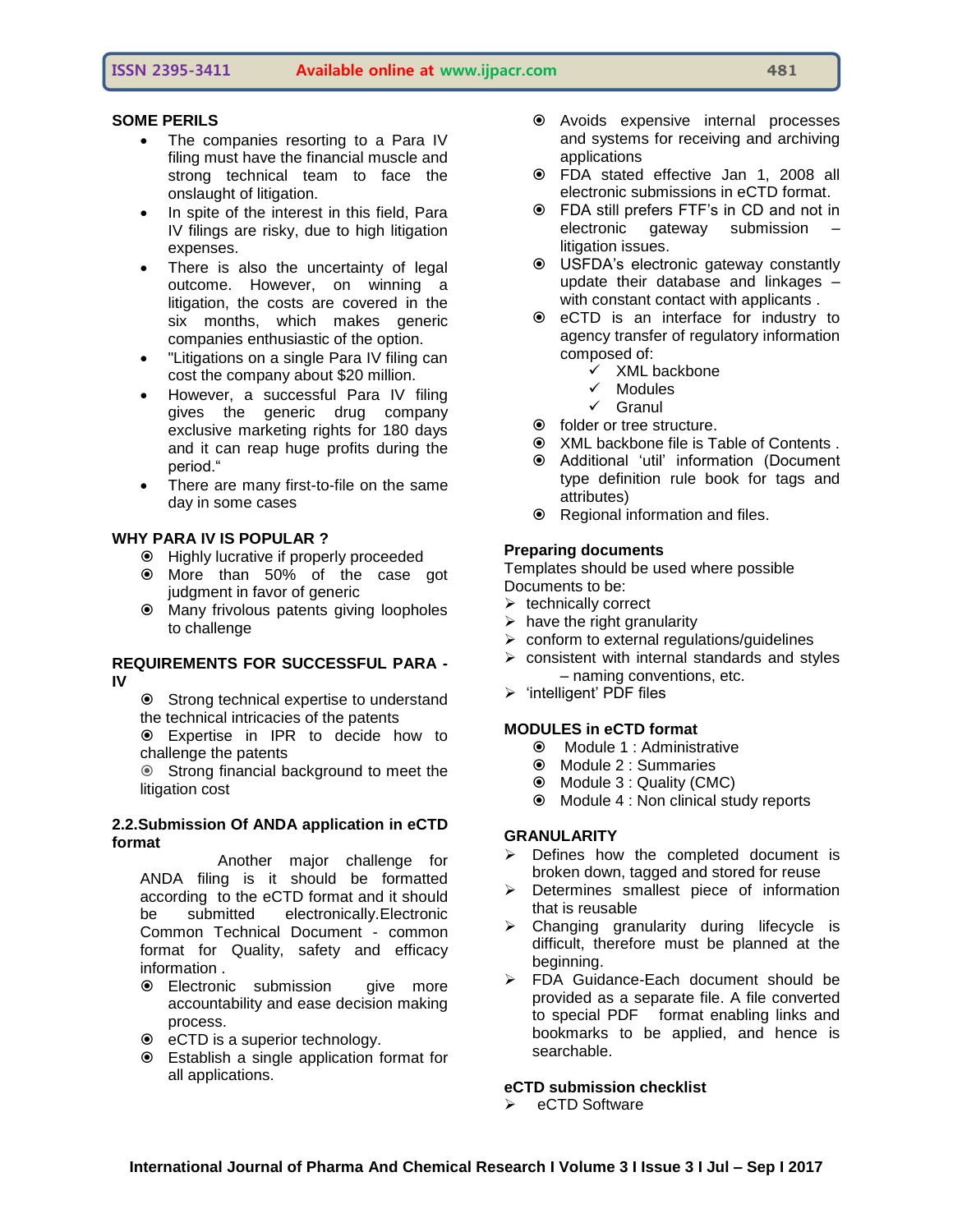## SOME PERILS

- The companies resorting to a Para IV filing must have the financial muscle and strong technical team to face the onslaught of litigation.
- In spite of the interest in this field, Para IV filings are risky, due to high litigation expenses.
- There is also the uncertainty of legal outcome. However, on winning a litigation, the costs are covered in the six months, which makes generic companies enthusiastic of the option.
- "Litigations on a single Para IV filing can cost the company about $20 million.
- However, a successful Para IV filing gives the generic drug company exclusive marketing rights for 180 days and it can reap huge profits during the period."
- There are many first-to-file on the same day in some cases

## WHY PARA IV IS POPULAR ?

- Highly lucrative if properly proceeded
- More than 50% of the case got judgment in favor of generic
- Many frivolous patents giving loopholes to challenge

## REQUIREMENTS FOR SUCCESSFUL PARA - IV

- Strong technical expertise to understand the technical intricacies of the patents
- Expertise in IPR to decide how to challenge the patents
- Strong financial background to meet the litigation cost

## 2.2.Submission Of ANDA application in eCTD format

Another major challenge for ANDA filing is it should be formatted according to the eCTD format and it should be submitted electronically.Electronic Common Technical Document - common format for Quality, safety and efficacy information .

- Electronic submission give more accountability and ease decision making process.
- eCTD is a superior technology.
- Establish a single application format for all applications.
- Avoids expensive internal processes and systems for receiving and archiving applications
- FDA stated effective Jan 1, 2008 all electronic submissions in eCTD format.
- FDA still prefers FTF's in CD and not in electronic gateway submission – litigation issues.
- USFDA's electronic gateway constantly update their database and linkages – with constant contact with applicants .
- eCTD is an interface for industry to agency transfer of regulatory information composed of:
  - ✓ XML backbone
  - ✓ Modules
  - ✓ Granul
- folder or tree structure.
- XML backbone file is Table of Contents .
- Additional 'util' information (Document type definition rule book for tags and attributes)
- Regional information and files.

### Preparing documents

Templates should be used where possible

Documents to be:

- technically correct
- have the right granularity
- conform to external regulations/guidelines
- consistent with internal standards and styles – naming conventions, etc.
- 'intelligent' PDF files

## MODULES in eCTD format

- Module 1 : Administrative
- Module 2 : Summaries
- Module 3 : Quality (CMC)
- Module 4 : Non clinical study reports

## GRANULARITY

- Defines how the completed document is broken down, tagged and stored for reuse
- Determines smallest piece of information that is reusable
- Changing granularity during lifecycle is difficult, therefore must be planned at the beginning.
- FDA Guidance-Each document should be provided as a separate file. A file converted to special PDF format enabling links and bookmarks to be applied, and hence is searchable.

### eCTD submission checklist

- eCTD Software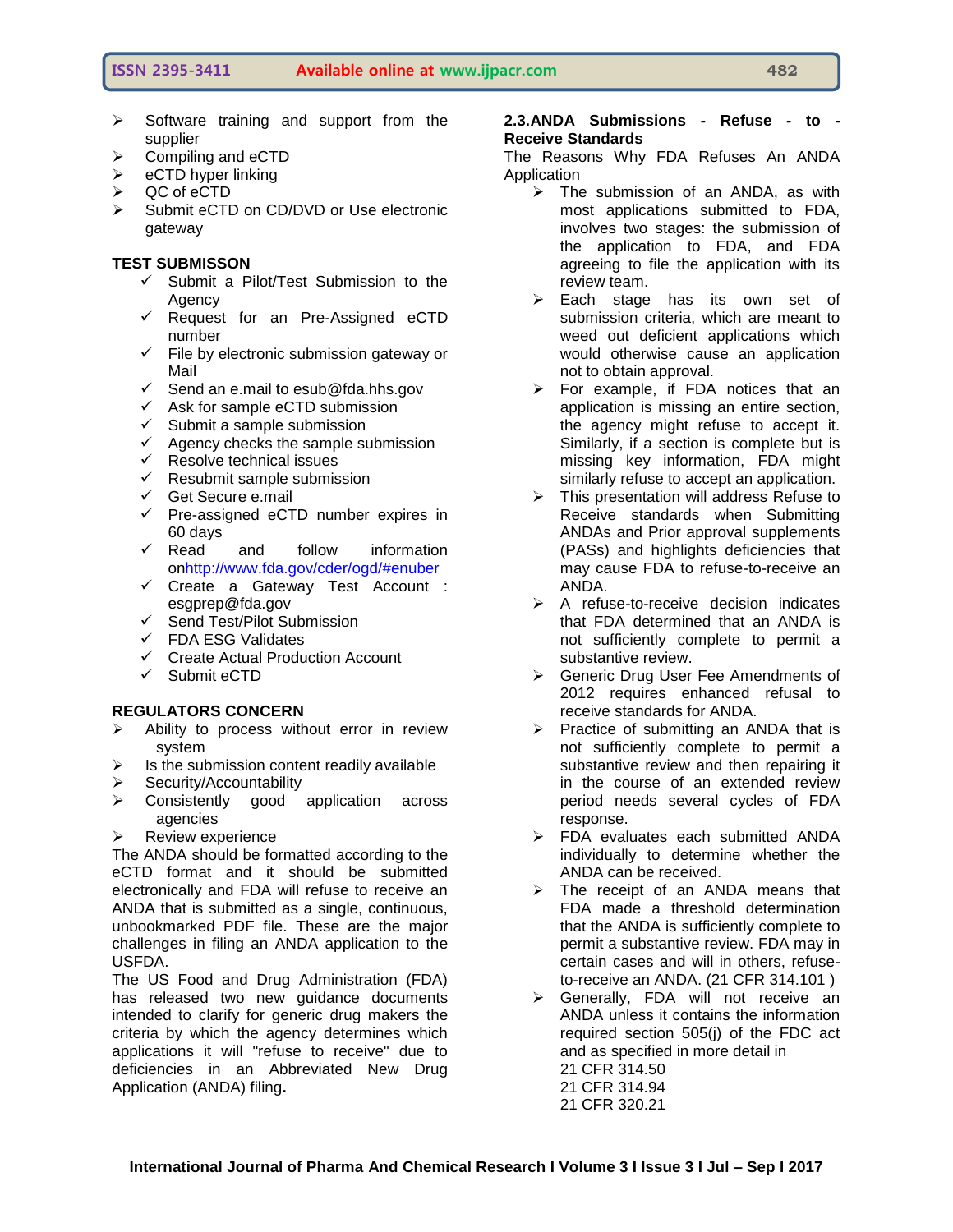- Software training and support from the supplier
- Compiling and eCTD
- eCTD hyper linking
- QC of eCTD
- Submit eCTD on CD/DVD or Use electronic gateway

**TEST SUBMISSON**

- ✓ Submit a Pilot/Test Submission to the Agency
- ✓ Request for an Pre-Assigned eCTD number
- ✓ File by electronic submission gateway or Mail
- ✓ Send an e.mail to esub@fda.hhs.gov
- ✓ Ask for sample eCTD submission
- ✓ Submit a sample submission
- ✓ Agency checks the sample submission
- ✓ Resolve technical issues
- ✓ Resubmit sample submission
- ✓ Get Secure e.mail
- ✓ Pre-assigned eCTD number expires in 60 days
- ✓ Read and follow information onhttp://www.fda.gov/cder/ogd/#enuber
- ✓ Create a Gateway Test Account : esgprep@fda.gov
- ✓ Send Test/Pilot Submission
- ✓ FDA ESG Validates
- ✓ Create Actual Production Account
- ✓ Submit eCTD

**REGULATORS CONCERN**

- Ability to process without error in review system
- Is the submission content readily available
- Security/Accountability
- Consistently good application across agencies
- Review experience

The ANDA should be formatted according to the eCTD format and it should be submitted electronically and FDA will refuse to receive an ANDA that is submitted as a single, continuous, unbookmarked PDF file. These are the major challenges in filing an ANDA application to the USFDA.

The US Food and Drug Administration (FDA) has released two new guidance documents intended to clarify for generic drug makers the criteria by which the agency determines which applications it will "refuse to receive" due to deficiencies in an Abbreviated New Drug Application (ANDA) filing**.**

**2.3.ANDA Submissions - Refuse - to - Receive Standards**

The Reasons Why FDA Refuses An ANDA Application

- The submission of an ANDA, as with most applications submitted to FDA, involves two stages: the submission of the application to FDA, and FDA agreeing to file the application with its review team.
- Each stage has its own set of submission criteria, which are meant to weed out deficient applications which would otherwise cause an application not to obtain approval.
- For example, if FDA notices that an application is missing an entire section, the agency might refuse to accept it. Similarly, if a section is complete but is missing key information, FDA might similarly refuse to accept an application.
- This presentation will address Refuse to Receive standards when Submitting ANDAs and Prior approval supplements (PASs) and highlights deficiencies that may cause FDA to refuse-to-receive an ANDA.
- A refuse-to-receive decision indicates that FDA determined that an ANDA is not sufficiently complete to permit a substantive review.
- Generic Drug User Fee Amendments of 2012 requires enhanced refusal to receive standards for ANDA.
- Practice of submitting an ANDA that is not sufficiently complete to permit a substantive review and then repairing it in the course of an extended review period needs several cycles of FDA response.
- FDA evaluates each submitted ANDA individually to determine whether the ANDA can be received.
- The receipt of an ANDA means that FDA made a threshold determination that the ANDA is sufficiently complete to permit a substantive review. FDA may in certain cases and will in others, refuse-to-receive an ANDA. (21 CFR 314.101 )
- Generally, FDA will not receive an ANDA unless it contains the information required section 505(j) of the FDC act and as specified in more detail in
  21 CFR 314.50
  21 CFR 314.94
  21 CFR 320.21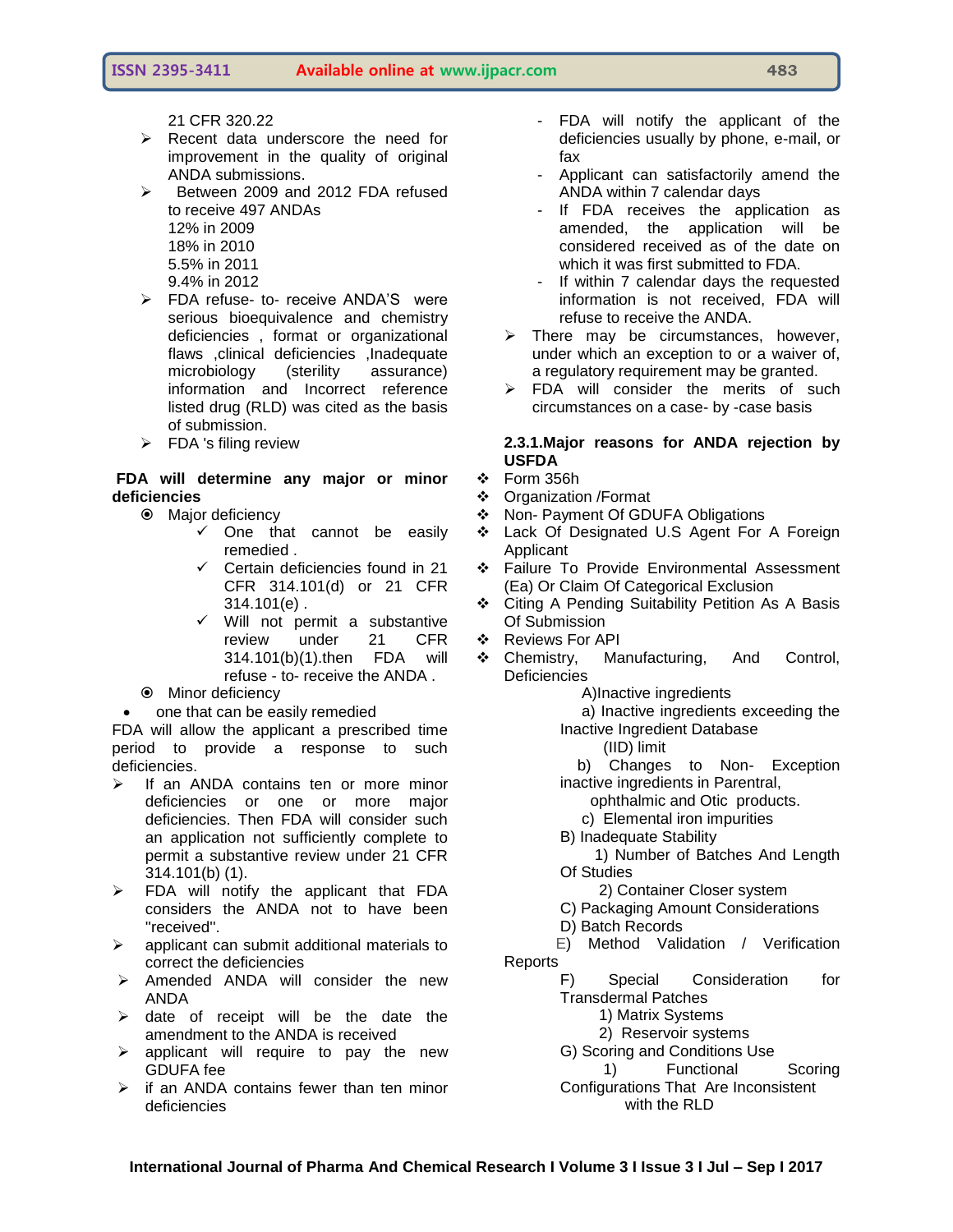21 CFR 320.22

- Recent data underscore the need for improvement in the quality of original ANDA submissions.
- Between 2009 and 2012 FDA refused to receive 497 ANDAs
  12% in 2009
  18% in 2010
  5.5% in 2011
  9.4% in 2012
- FDA refuse- to- receive ANDA'S were serious bioequivalence and chemistry deficiencies , format or organizational flaws ,clinical deficiencies ,Inadequate microbiology (sterility assurance) information and Incorrect reference listed drug (RLD) was cited as the basis of submission.
- FDA 's filing review

**FDA will determine any major or minor deficiencies**

- Major deficiency
  - ✓ One that cannot be easily remedied .
  - ✓ Certain deficiencies found in 21 CFR 314.101(d) or 21 CFR 314.101(e) .
  - ✓ Will not permit a substantive review under 21 CFR 314.101(b)(1).then FDA will refuse - to- receive the ANDA .
- Minor deficiency
- one that can be easily remedied

FDA will allow the applicant a prescribed time period to provide a response to such deficiencies.

- If an ANDA contains ten or more minor deficiencies or one or more major deficiencies. Then FDA will consider such an application not sufficiently complete to permit a substantive review under 21 CFR 314.101(b) (1).
- FDA will notify the applicant that FDA considers the ANDA not to have been "received".
- applicant can submit additional materials to correct the deficiencies
- Amended ANDA will consider the new ANDA
- date of receipt will be the date the amendment to the ANDA is received
- applicant will require to pay the new GDUFA fee
- if an ANDA contains fewer than ten minor deficiencies
  - FDA will notify the applicant of the deficiencies usually by phone, e-mail, or fax
  - Applicant can satisfactorily amend the ANDA within 7 calendar days
  - If FDA receives the application as amended, the application will be considered received as of the date on which it was first submitted to FDA.
  - If within 7 calendar days the requested information is not received, FDA will refuse to receive the ANDA.
- There may be circumstances, however, under which an exception to or a waiver of, a regulatory requirement may be granted.
- FDA will consider the merits of such circumstances on a case- by -case basis

**2.3.1.Major reasons for ANDA rejection by USFDA**

- Form 356h
- Organization /Format
- Non- Payment Of GDUFA Obligations
- Lack Of Designated U.S Agent For A Foreign Applicant
- Failure To Provide Environmental Assessment (Ea) Or Claim Of Categorical Exclusion
- Citing A Pending Suitability Petition As A Basis Of Submission
- Reviews For API
- Chemistry, Manufacturing, And Control, Deficiencies

A)Inactive ingredients

a) Inactive ingredients exceeding the Inactive Ingredient Database (IID) limit

b) Changes to Non- Exception inactive ingredients in Parentral, ophthalmic and Otic products.

c) Elemental iron impurities

B) Inadequate Stability

1) Number of Batches And Length Of Studies

2) Container Closer system

C) Packaging Amount Considerations

D) Batch Records

E) Method Validation / Verification Reports

F) Special Consideration for Transdermal Patches

1) Matrix Systems

2) Reservoir systems

G) Scoring and Conditions Use

1) Functional Scoring Configurations That Are Inconsistent with the RLD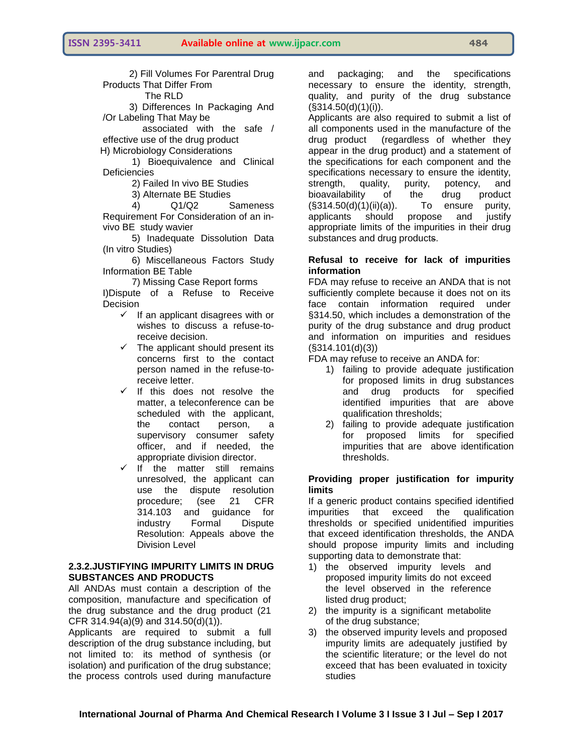2) Fill Volumes For Parentral Drug Products That Differ From The RLD

3) Differences In Packaging And /Or Labeling That May be associated with the safe / effective use of the drug product

H) Microbiology Considerations

1) Bioequivalence and Clinical Deficiencies

2) Failed In vivo BE Studies

3) Alternate BE Studies

4) Q1/Q2 Sameness Requirement For Consideration of an in-vivo BE study wavier

5) Inadequate Dissolution Data (In vitro Studies)

6) Miscellaneous Factors Study Information BE Table

7) Missing Case Report forms

I)Dispute of a Refuse to Receive Decision

- ✓ If an applicant disagrees with or wishes to discuss a refuse-to-receive decision.
- ✓ The applicant should present its concerns first to the contact person named in the refuse-to-receive letter.
- ✓ If this does not resolve the matter, a teleconference can be scheduled with the applicant, the contact person, a supervisory consumer safety officer, and if needed, the appropriate division director.
- ✓ If the matter still remains unresolved, the applicant can use the dispute resolution procedure; (see 21 CFR 314.103 and guidance for industry Formal Dispute Resolution: Appeals above the Division Level

### 2.3.2.JUSTIFYING IMPURITY LIMITS IN DRUG SUBSTANCES AND PRODUCTS

All ANDAs must contain a description of the composition, manufacture and specification of the drug substance and the drug product (21 CFR 314.94(a)(9) and 314.50(d)(1)).

Applicants are required to submit a full description of the drug substance including, but not limited to: its method of synthesis (or isolation) and purification of the drug substance; the process controls used during manufacture and packaging; and the specifications necessary to ensure the identity, strength, quality, and purity of the drug substance (§314.50(d)(1)(i)).

Applicants are also required to submit a list of all components used in the manufacture of the drug product (regardless of whether they appear in the drug product) and a statement of the specifications for each component and the specifications necessary to ensure the identity, strength, quality, purity, potency, and bioavailability of the drug product (§314.50(d)(1)(ii)(a)). To ensure purity, applicants should propose and justify appropriate limits of the impurities in their drug substances and drug products.

**Refusal to receive for lack of impurities information**

FDA may refuse to receive an ANDA that is not sufficiently complete because it does not on its face contain information required under §314.50, which includes a demonstration of the purity of the drug substance and drug product and information on impurities and residues (§314.101(d)(3))

FDA may refuse to receive an ANDA for:

1) failing to provide adequate justification for proposed limits in drug substances and drug products for specified identified impurities that are above qualification thresholds;
2) failing to provide adequate justification for proposed limits for specified impurities that are above identification thresholds.

**Providing proper justification for impurity limits**

If a generic product contains specified identified impurities that exceed the qualification thresholds or specified unidentified impurities that exceed identification thresholds, the ANDA should propose impurity limits and including supporting data to demonstrate that:

1) the observed impurity levels and proposed impurity limits do not exceed the level observed in the reference listed drug product;
2) the impurity is a significant metabolite of the drug substance;
3) the observed impurity levels and proposed impurity limits are adequately justified by the scientific literature; or the level do not exceed that has been evaluated in toxicity studies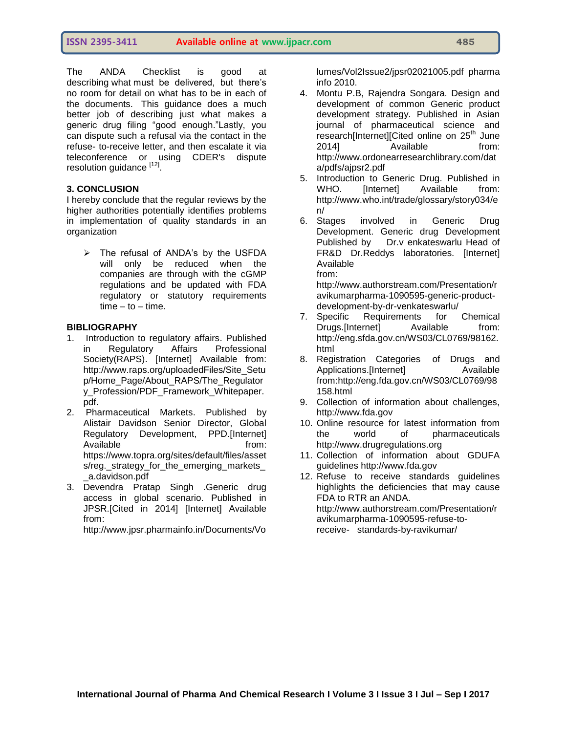The ANDA Checklist is good at describing what must be delivered, but there's no room for detail on what has to be in each of the documents. This guidance does a much better job of describing just what makes a generic drug filing "good enough."Lastly, you can dispute such a refusal via the contact in the refuse- to-receive letter, and then escalate it via teleconference or using CDER's dispute resolution guidance [12].

## 3. CONCLUSION

I hereby conclude that the regular reviews by the higher authorities potentially identifies problems in implementation of quality standards in an organization

- The refusal of ANDA's by the USFDA will only be reduced when the companies are through with the cGMP regulations and be updated with FDA regulatory or statutory requirements time – to – time.

## BIBLIOGRAPHY

1. Introduction to regulatory affairs. Published in Regulatory Affairs Professional Society(RAPS). [Internet] Available from: http://www.raps.org/uploadedFiles/Site_Setup/Home_Page/About_RAPS/The_Regulatory_Profession/PDF_Framework_Whitepaper.pdf.
2. Pharmaceutical Markets. Published by Alistair Davidson Senior Director, Global Regulatory Development, PPD.[Internet] Available from: https://www.topra.org/sites/default/files/assets/reg._strategy_for_the_emerging_markets__a.davidson.pdf
3. Devendra Pratap Singh .Generic drug access in global scenario. Published in JPSR.[Cited in 2014] [Internet] Available from: http://www.jpsr.pharmainfo.in/Documents/Volumes/Vol2Issue2/jpsr02021005.pdf pharma info 2010.
4. Montu P.B, Rajendra Songara. Design and development of common Generic product development strategy. Published in Asian journal of pharmaceutical science and research[Internet][Cited online on 25th June 2014] Available from: http://www.ordonearresearchlibrary.com/data/pdfs/ajpsr2.pdf
5. Introduction to Generic Drug. Published in WHO. [Internet] Available from: http://www.who.int/trade/glossary/story034/en/
6. Stages involved in Generic Drug Development. Generic drug Development Published by Dr.v enkateswarlu Head of FR&D Dr.Reddys laboratories. [Internet] Available from: http://www.authorstream.com/Presentation/ravikumarpharma-1090595-generic-product-development-by-dr-venkateswarlu/
7. Specific Requirements for Chemical Drugs.[Internet] Available from: http://eng.sfda.gov.cn/WS03/CL0769/98162.html
8. Registration Categories of Drugs and Applications.[Internet] Available from:http://eng.fda.gov.cn/WS03/CL0769/98158.html
9. Collection of information about challenges, http://www.fda.gov
10. Online resource for latest information from the world of pharmaceuticals http://www.drugregulations.org
11. Collection of information about GDUFA guidelines http://www.fda.gov
12. Refuse to receive standards guidelines highlights the deficiencies that may cause FDA to RTR an ANDA. http://www.authorstream.com/Presentation/ravikumarpharma-1090595-refuse-to-receive- standards-by-ravikumar/